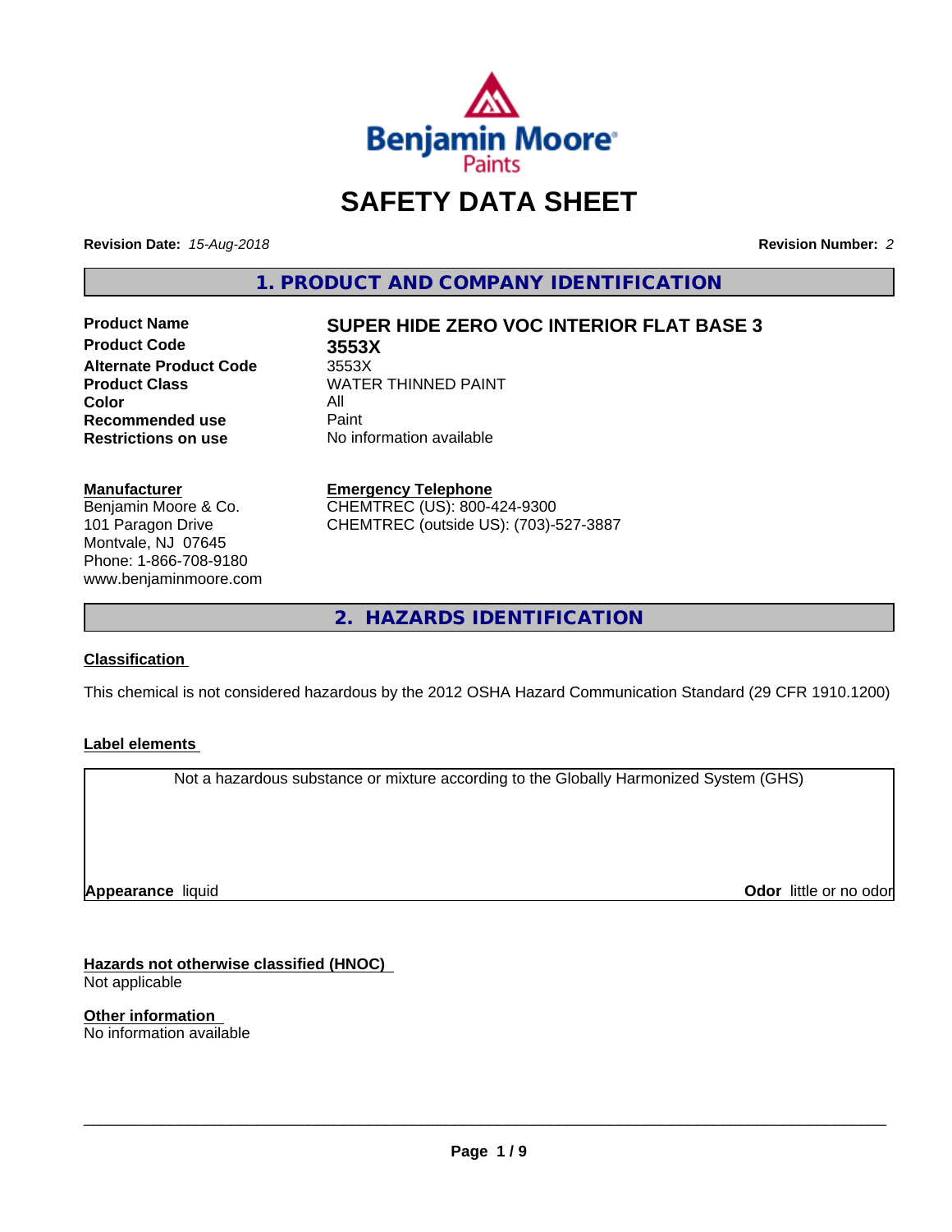Benjamin Moore Paints

# SAFETY DATA SHEET

**Revision Date:** *15-Aug-2018*

**Revision Number:** *2*

## 1. PRODUCT AND COMPANY IDENTIFICATION

| | |
|---|---|
| **Product Name** | **SUPER HIDE ZERO VOC INTERIOR FLAT BASE 3** |
| **Product Code** | **3553X** |
| **Alternate Product Code** | 3553X |
| **Product Class** | WATER THINNED PAINT |
| **Color** | All |
| **Recommended use** | Paint |
| **Restrictions on use** | No information available |

**Manufacturer**
Benjamin Moore & Co.
101 Paragon Drive
Montvale, NJ 07645
Phone: 1-866-708-9180
www.benjaminmoore.com

**Emergency Telephone**
CHEMTREC (US): 800-424-9300
CHEMTREC (outside US): (703)-527-3887

## 2. HAZARDS IDENTIFICATION

**Classification**

This chemical is not considered hazardous by the 2012 OSHA Hazard Communication Standard (29 CFR 1910.1200)

**Label elements**

Not a hazardous substance or mixture according to the Globally Harmonized System (GHS)

**Appearance** liquid

**Odor** little or no odor

**Hazards not otherwise classified (HNOC)**
Not applicable

**Other information**
No information available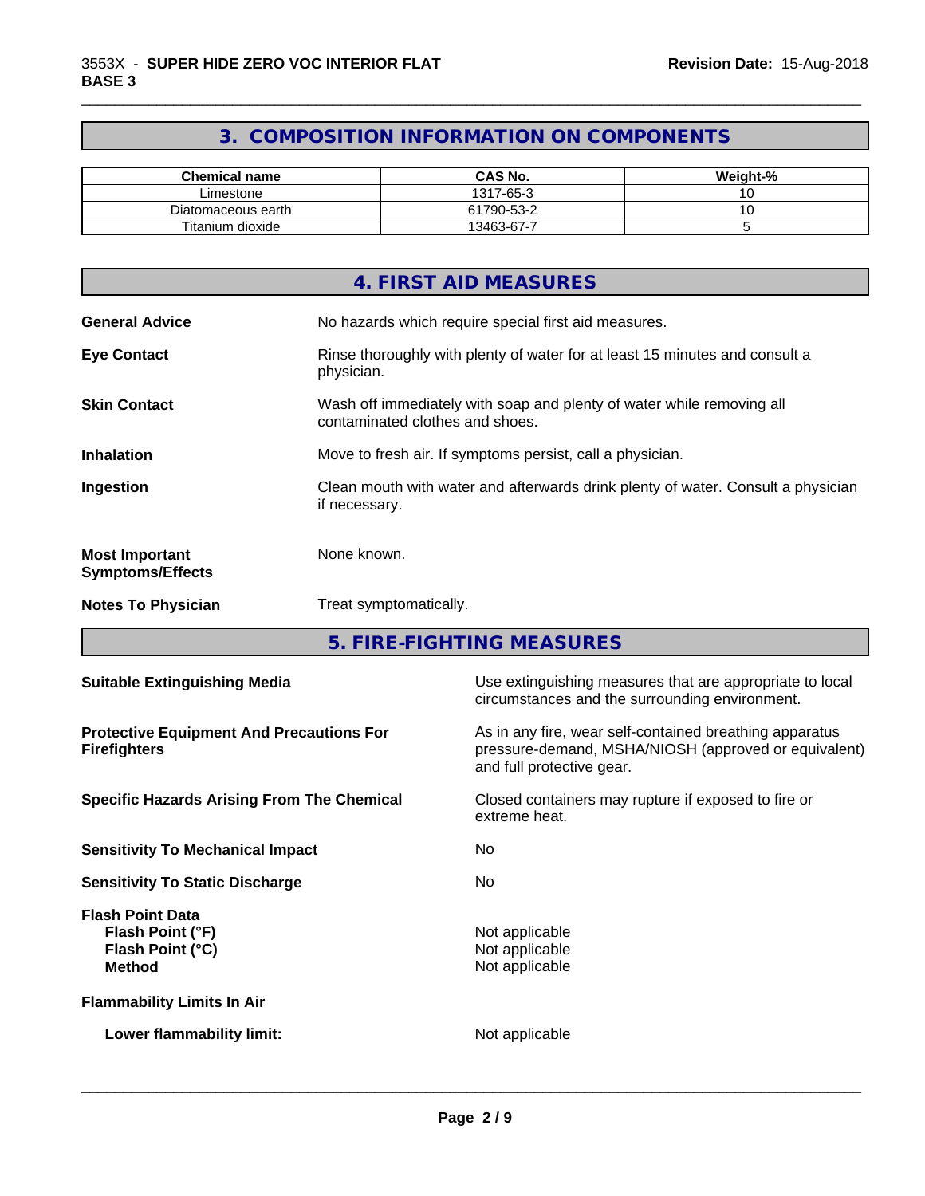## 3. COMPOSITION INFORMATION ON COMPONENTS

| Chemical name | CAS No. | Weight-% |
| --- | --- | --- |
| Limestone | 1317-65-3 | 10 |
| Diatomaceous earth | 61790-53-2 | 10 |
| Titanium dioxide | 13463-67-7 | 5 |

## 4. FIRST AID MEASURES

**General Advice** No hazards which require special first aid measures.

**Eye Contact** Rinse thoroughly with plenty of water for at least 15 minutes and consult a physician.

**Skin Contact** Wash off immediately with soap and plenty of water while removing all contaminated clothes and shoes.

**Inhalation** Move to fresh air. If symptoms persist, call a physician.

**Ingestion** Clean mouth with water and afterwards drink plenty of water. Consult a physician if necessary.

**Most Important Symptoms/Effects** None known.

**Notes To Physician** Treat symptomatically.

## 5. FIRE-FIGHTING MEASURES

**Suitable Extinguishing Media** Use extinguishing measures that are appropriate to local circumstances and the surrounding environment.

**Protective Equipment And Precautions For Firefighters** As in any fire, wear self-contained breathing apparatus pressure-demand, MSHA/NIOSH (approved or equivalent) and full protective gear.

**Specific Hazards Arising From The Chemical** Closed containers may rupture if exposed to fire or extreme heat.

**Sensitivity To Mechanical Impact** No

**Sensitivity To Static Discharge** No

**Flash Point Data**
**Flash Point (°F)** Not applicable
**Flash Point (°C)** Not applicable
**Method** Not applicable

**Flammability Limits In Air**

**Lower flammability limit:** Not applicable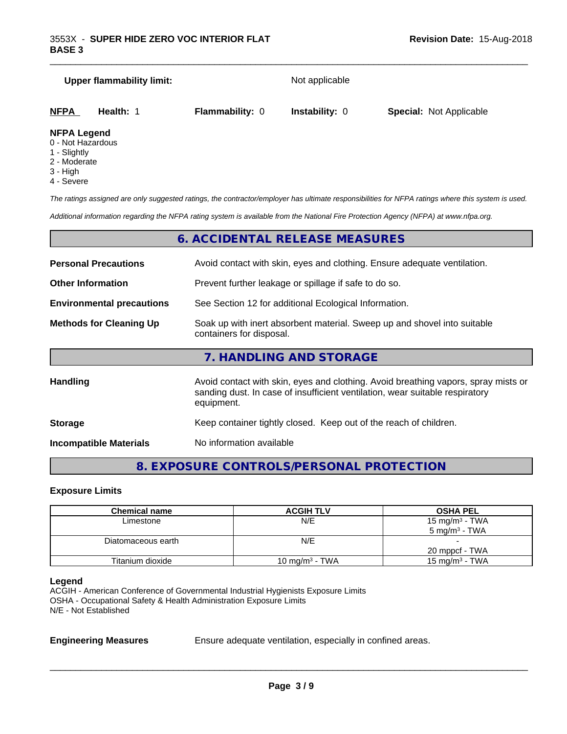**Upper flammability limit:** Not applicable

| **NFPA** | **Health:** 1 | **Flammability:** 0 | **Instability:** 0 | **Special:** Not Applicable |
|---|---|---|---|---|

**NFPA Legend**

0 - Not Hazardous
1 - Slightly
2 - Moderate
3 - High
4 - Severe

*The ratings assigned are only suggested ratings, the contractor/employer has ultimate responsibilities for NFPA ratings where this system is used.*

*Additional information regarding the NFPA rating system is available from the National Fire Protection Agency (NFPA) at www.nfpa.org.*

## 6. ACCIDENTAL RELEASE MEASURES

**Personal Precautions** Avoid contact with skin, eyes and clothing. Ensure adequate ventilation.

**Other Information** Prevent further leakage or spillage if safe to do so.

**Environmental precautions** See Section 12 for additional Ecological Information.

**Methods for Cleaning Up** Soak up with inert absorbent material. Sweep up and shovel into suitable containers for disposal.

## 7. HANDLING AND STORAGE

**Handling** Avoid contact with skin, eyes and clothing. Avoid breathing vapors, spray mists or sanding dust. In case of insufficient ventilation, wear suitable respiratory equipment.

**Storage** Keep container tightly closed. Keep out of the reach of children.

**Incompatible Materials** No information available

## 8. EXPOSURE CONTROLS/PERSONAL PROTECTION

### Exposure Limits

| Chemical name | ACGIH TLV | OSHA PEL |
|---|---|---|
| Limestone | N/E | 15 mg/m³ - TWA<br>5 mg/m³ - TWA |
| Diatomaceous earth | N/E | -<br>20 mppcf - TWA |
| Titanium dioxide | 10 mg/m³ - TWA | 15 mg/m³ - TWA |

**Legend**

ACGIH - American Conference of Governmental Industrial Hygienists Exposure Limits
OSHA - Occupational Safety & Health Administration Exposure Limits
N/E - Not Established

**Engineering Measures** Ensure adequate ventilation, especially in confined areas.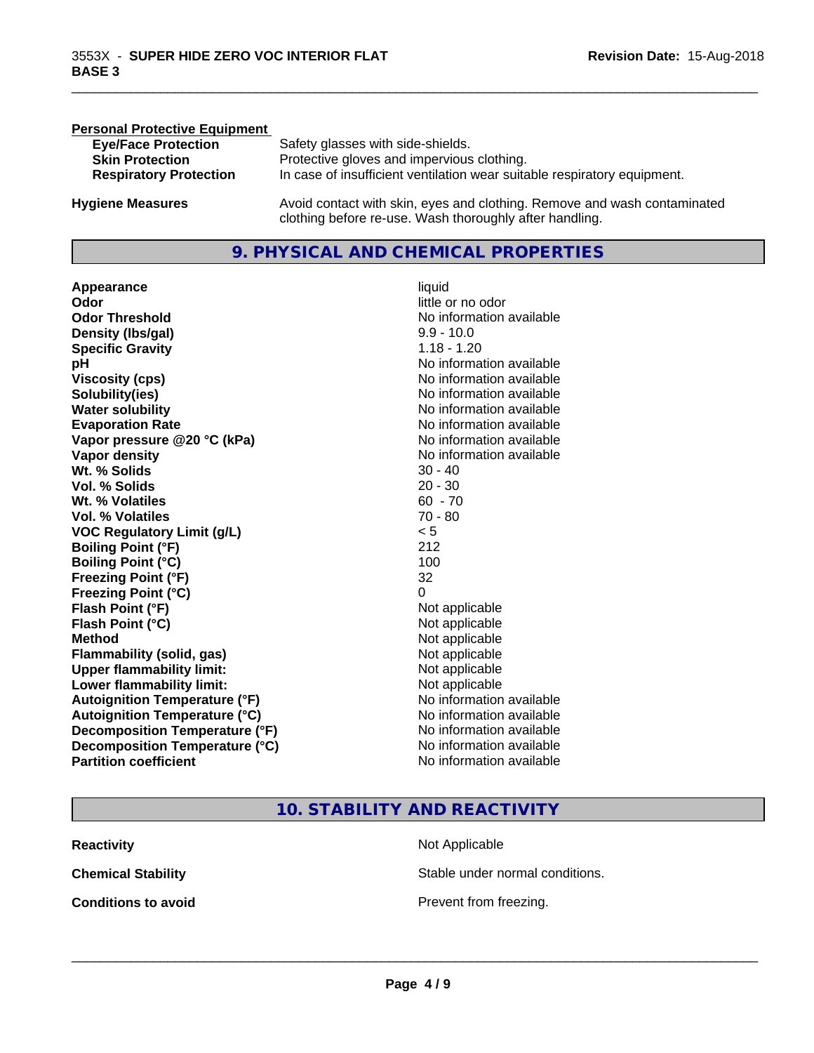**Personal Protective Equipment**

| | |
|---|---|
| **Eye/Face Protection** | Safety glasses with side-shields. |
| **Skin Protection** | Protective gloves and impervious clothing. |
| **Respiratory Protection** | In case of insufficient ventilation wear suitable respiratory equipment. |

**Hygiene Measures** Avoid contact with skin, eyes and clothing. Remove and wash contaminated clothing before re-use. Wash thoroughly after handling.

## 9. PHYSICAL AND CHEMICAL PROPERTIES

| | |
|---|---|
| **Appearance** | liquid |
| **Odor** | little or no odor |
| **Odor Threshold** | No information available |
| **Density (lbs/gal)** | 9.9 - 10.0 |
| **Specific Gravity** | 1.18 - 1.20 |
| **pH** | No information available |
| **Viscosity (cps)** | No information available |
| **Solubility(ies)** | No information available |
| **Water solubility** | No information available |
| **Evaporation Rate** | No information available |
| **Vapor pressure @20 °C (kPa)** | No information available |
| **Vapor density** | No information available |
| **Wt. % Solids** | 30 - 40 |
| **Vol. % Solids** | 20 - 30 |
| **Wt. % Volatiles** | 60 - 70 |
| **Vol. % Volatiles** | 70 - 80 |
| **VOC Regulatory Limit (g/L)** | < 5 |
| **Boiling Point (°F)** | 212 |
| **Boiling Point (°C)** | 100 |
| **Freezing Point (°F)** | 32 |
| **Freezing Point (°C)** | 0 |
| **Flash Point (°F)** | Not applicable |
| **Flash Point (°C)** | Not applicable |
| **Method** | Not applicable |
| **Flammability (solid, gas)** | Not applicable |
| **Upper flammability limit:** | Not applicable |
| **Lower flammability limit:** | Not applicable |
| **Autoignition Temperature (°F)** | No information available |
| **Autoignition Temperature (°C)** | No information available |
| **Decomposition Temperature (°F)** | No information available |
| **Decomposition Temperature (°C)** | No information available |
| **Partition coefficient** | No information available |

## 10. STABILITY AND REACTIVITY

| | |
|---|---|
| **Reactivity** | Not Applicable |
| **Chemical Stability** | Stable under normal conditions. |
| **Conditions to avoid** | Prevent from freezing. |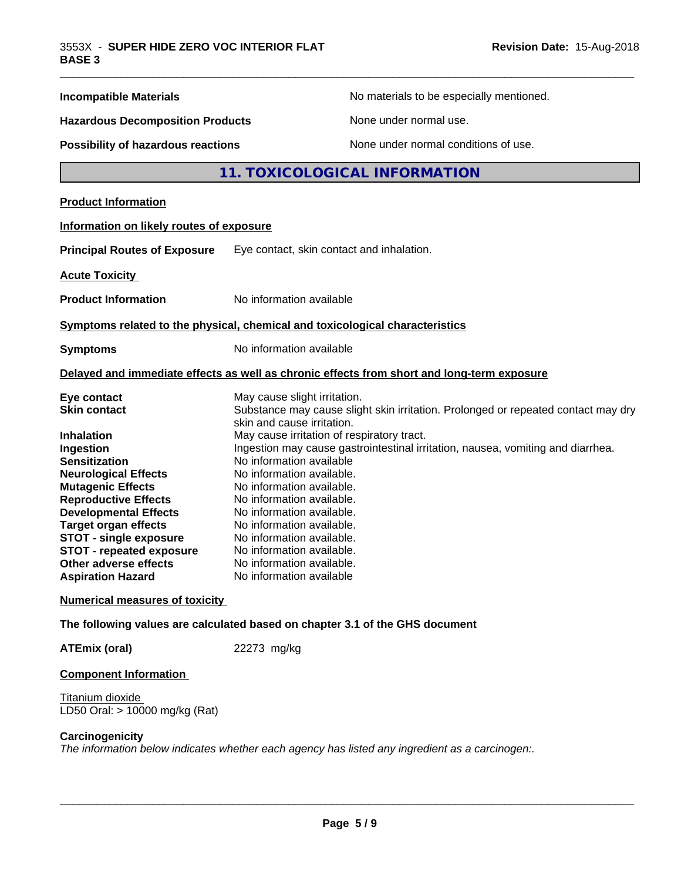| | |
|---|---|
| **Incompatible Materials** | No materials to be especially mentioned. |
| **Hazardous Decomposition Products** | None under normal use. |
| **Possibility of hazardous reactions** | None under normal conditions of use. |

## 11. TOXICOLOGICAL INFORMATION

**Product Information**

**Information on likely routes of exposure**

**Principal Routes of Exposure** Eye contact, skin contact and inhalation.

**Acute Toxicity**

**Product Information** No information available

**Symptoms related to the physical, chemical and toxicological characteristics**

**Symptoms** No information available

**Delayed and immediate effects as well as chronic effects from short and long-term exposure**

| | |
|---|---|
| **Eye contact** | May cause slight irritation. |
| **Skin contact** | Substance may cause slight skin irritation. Prolonged or repeated contact may dry skin and cause irritation. |
| **Inhalation** | May cause irritation of respiratory tract. |
| **Ingestion** | Ingestion may cause gastrointestinal irritation, nausea, vomiting and diarrhea. |
| **Sensitization** | No information available |
| **Neurological Effects** | No information available. |
| **Mutagenic Effects** | No information available. |
| **Reproductive Effects** | No information available. |
| **Developmental Effects** | No information available. |
| **Target organ effects** | No information available. |
| **STOT - single exposure** | No information available. |
| **STOT - repeated exposure** | No information available. |
| **Other adverse effects** | No information available. |
| **Aspiration Hazard** | No information available |

**Numerical measures of toxicity**

**The following values are calculated based on chapter 3.1 of the GHS document**

**ATEmix (oral)** 22273 mg/kg

**Component Information**

Titanium dioxide
LD50 Oral: > 10000 mg/kg (Rat)

**Carcinogenicity**

*The information below indicates whether each agency has listed any ingredient as a carcinogen:.*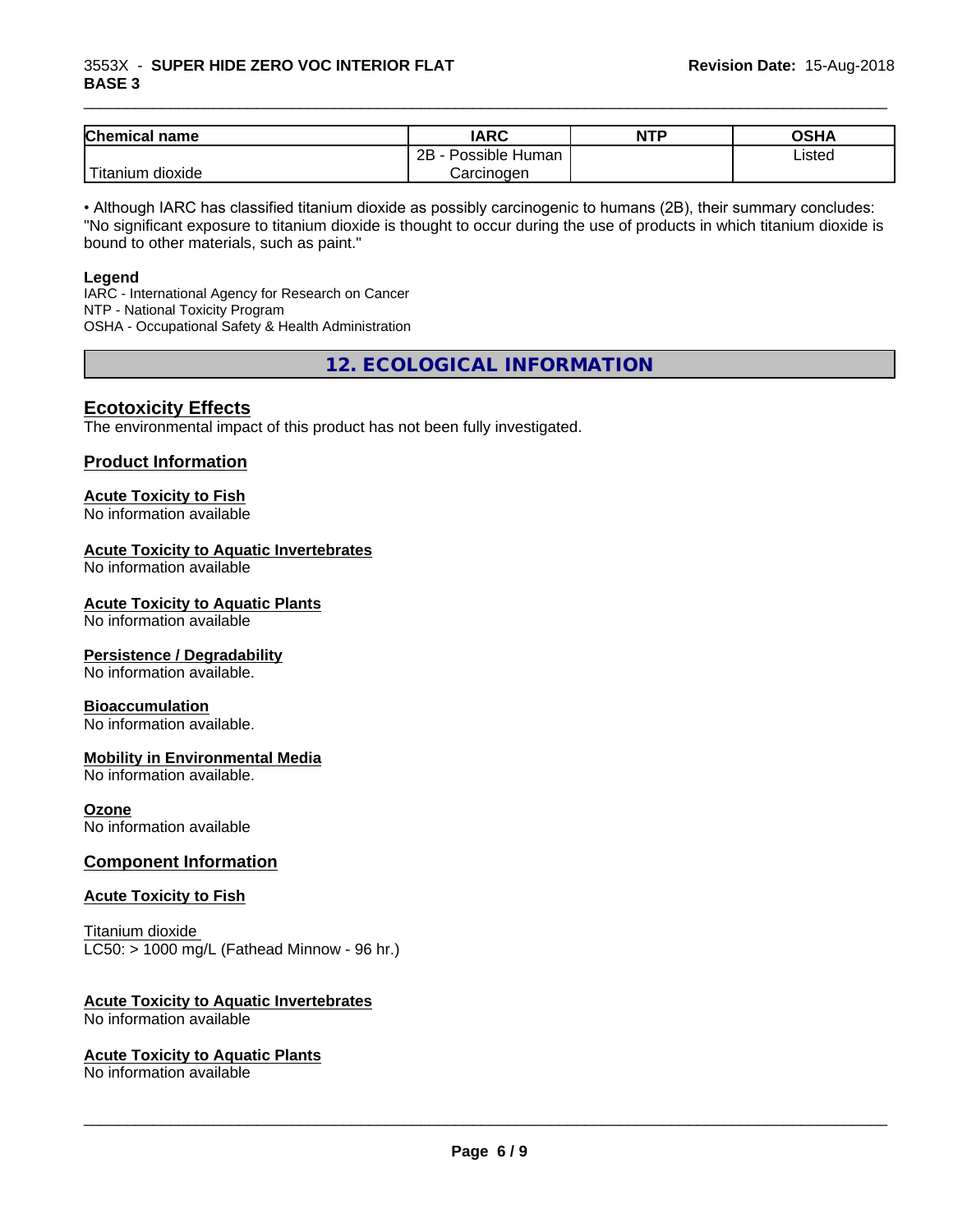| Chemical name | IARC | NTP | OSHA |
|---|---|---|---|
| Titanium dioxide | 2B - Possible Human Carcinogen | | Listed |

• Although IARC has classified titanium dioxide as possibly carcinogenic to humans (2B), their summary concludes: "No significant exposure to titanium dioxide is thought to occur during the use of products in which titanium dioxide is bound to other materials, such as paint."

**Legend**
IARC - International Agency for Research on Cancer
NTP - National Toxicity Program
OSHA - Occupational Safety & Health Administration

## 12. ECOLOGICAL INFORMATION

### Ecotoxicity Effects

The environmental impact of this product has not been fully investigated.

### Product Information

**Acute Toxicity to Fish**
No information available

**Acute Toxicity to Aquatic Invertebrates**
No information available

**Acute Toxicity to Aquatic Plants**
No information available

**Persistence / Degradability**
No information available.

**Bioaccumulation**
No information available.

**Mobility in Environmental Media**
No information available.

**Ozone**
No information available

### Component Information

**Acute Toxicity to Fish**

Titanium dioxide
LC50: > 1000 mg/L (Fathead Minnow - 96 hr.)

**Acute Toxicity to Aquatic Invertebrates**
No information available

**Acute Toxicity to Aquatic Plants**
No information available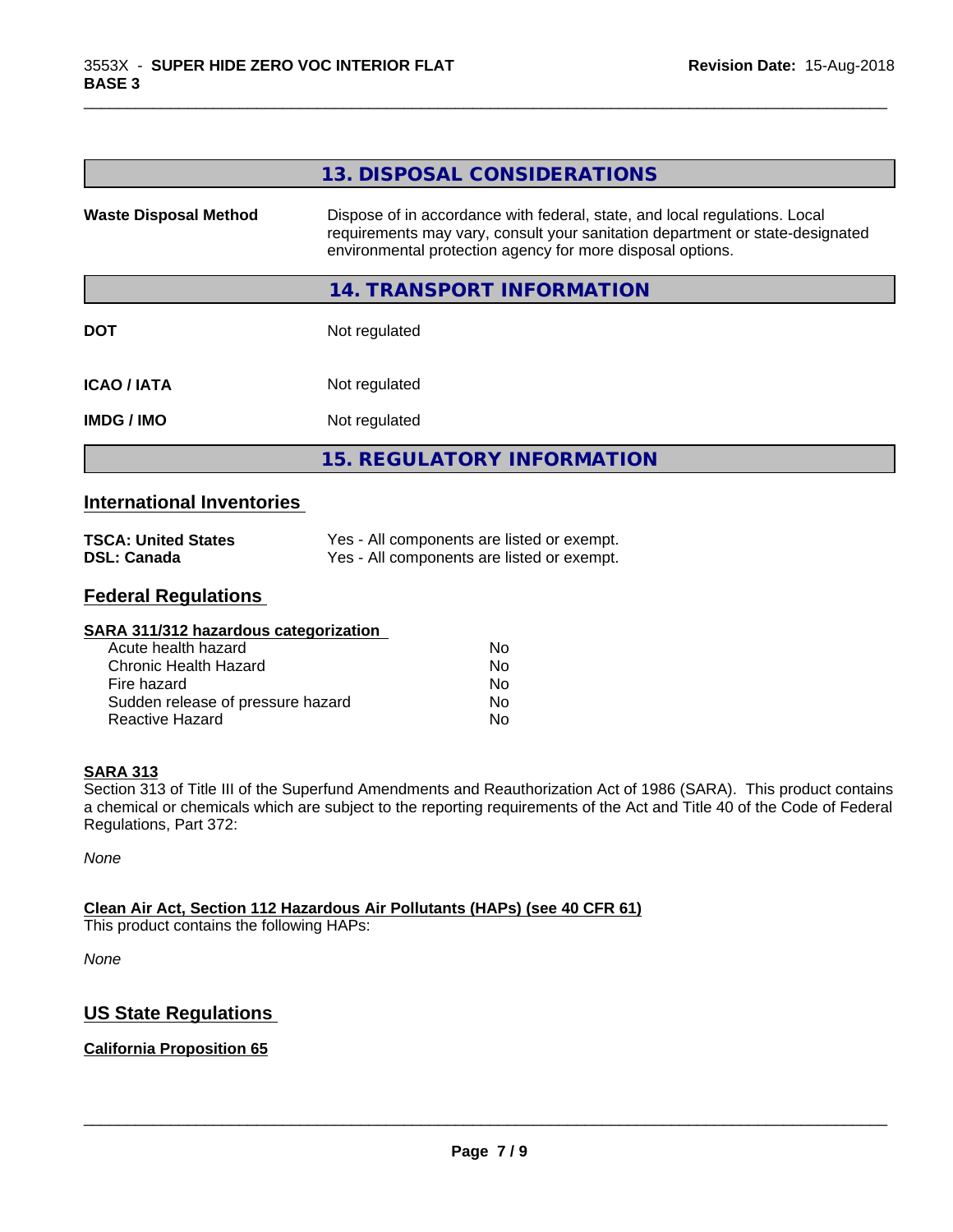## 13. DISPOSAL CONSIDERATIONS

| | |
|---|---|
| **Waste Disposal Method** | Dispose of in accordance with federal, state, and local regulations. Local requirements may vary, consult your sanitation department or state-designated environmental protection agency for more disposal options. |

## 14. TRANSPORT INFORMATION

| | |
|---|---|
| **DOT** | Not regulated |
| **ICAO / IATA** | Not regulated |
| **IMDG / IMO** | Not regulated |

## 15. REGULATORY INFORMATION

### International Inventories

| | |
|---|---|
| **TSCA: United States** | Yes - All components are listed or exempt. |
| **DSL: Canada** | Yes - All components are listed or exempt. |

### Federal Regulations

**SARA 311/312 hazardous categorization**

| | |
|---|---|
| Acute health hazard | No |
| Chronic Health Hazard | No |
| Fire hazard | No |
| Sudden release of pressure hazard | No |
| Reactive Hazard | No |

**SARA 313**

Section 313 of Title III of the Superfund Amendments and Reauthorization Act of 1986 (SARA). This product contains a chemical or chemicals which are subject to the reporting requirements of the Act and Title 40 of the Code of Federal Regulations, Part 372:

*None*

**Clean Air Act, Section 112 Hazardous Air Pollutants (HAPs) (see 40 CFR 61)**

This product contains the following HAPs:

*None*

### US State Regulations

**California Proposition 65**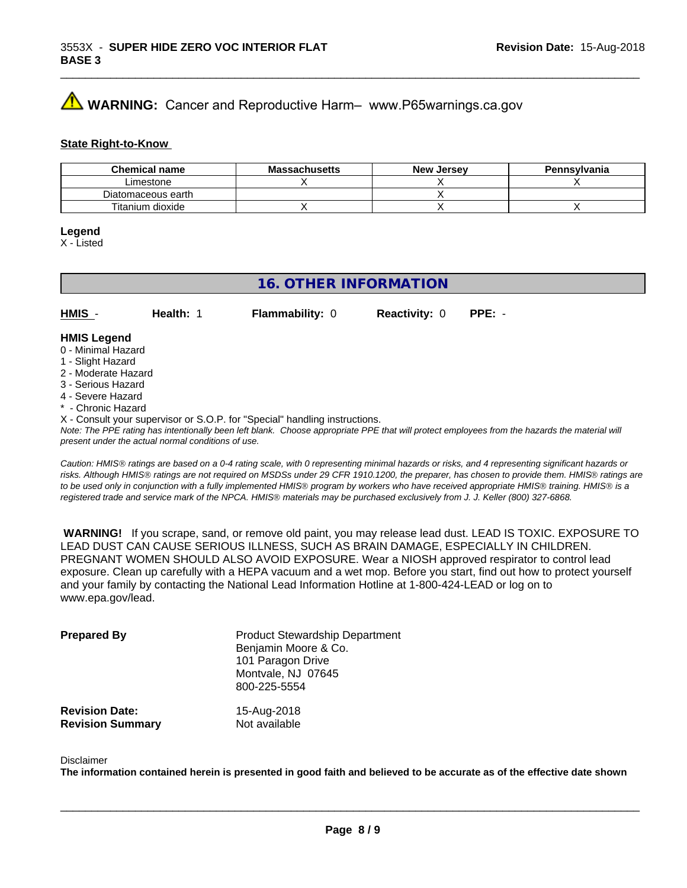**⚠ WARNING:** Cancer and Reproductive Harm– www.P65warnings.ca.gov

**State Right-to-Know**

| Chemical name | Massachusetts | New Jersey | Pennsylvania |
| --- | --- | --- | --- |
| Limestone | X | X | X |
| Diatomaceous earth | | X | |
| Titanium dioxide | X | X | X |

**Legend**

X - Listed

## 16. OTHER INFORMATION

**HMIS** - **Health:** 1 **Flammability:** 0 **Reactivity:** 0 **PPE:** -

**HMIS Legend**

0 - Minimal Hazard
1 - Slight Hazard
2 - Moderate Hazard
3 - Serious Hazard
4 - Severe Hazard
* - Chronic Hazard
X - Consult your supervisor or S.O.P. for "Special" handling instructions.

*Note: The PPE rating has intentionally been left blank. Choose appropriate PPE that will protect employees from the hazards the material will present under the actual normal conditions of use.*

*Caution: HMIS® ratings are based on a 0-4 rating scale, with 0 representing minimal hazards or risks, and 4 representing significant hazards or risks. Although HMIS® ratings are not required on MSDSs under 29 CFR 1910.1200, the preparer, has chosen to provide them. HMIS® ratings are to be used only in conjunction with a fully implemented HMIS® program by workers who have received appropriate HMIS® training. HMIS® is a registered trade and service mark of the NPCA. HMIS® materials may be purchased exclusively from J. J. Keller (800) 327-6868.*

**WARNING!** If you scrape, sand, or remove old paint, you may release lead dust. LEAD IS TOXIC. EXPOSURE TO LEAD DUST CAN CAUSE SERIOUS ILLNESS, SUCH AS BRAIN DAMAGE, ESPECIALLY IN CHILDREN. PREGNANT WOMEN SHOULD ALSO AVOID EXPOSURE. Wear a NIOSH approved respirator to control lead exposure. Clean up carefully with a HEPA vacuum and a wet mop. Before you start, find out how to protect yourself and your family by contacting the National Lead Information Hotline at 1-800-424-LEAD or log on to www.epa.gov/lead.

**Prepared By**
Product Stewardship Department
Benjamin Moore & Co.
101 Paragon Drive
Montvale, NJ 07645
800-225-5554

**Revision Date:** 15-Aug-2018
**Revision Summary** Not available

Disclaimer

**The information contained herein is presented in good faith and believed to be accurate as of the effective date shown**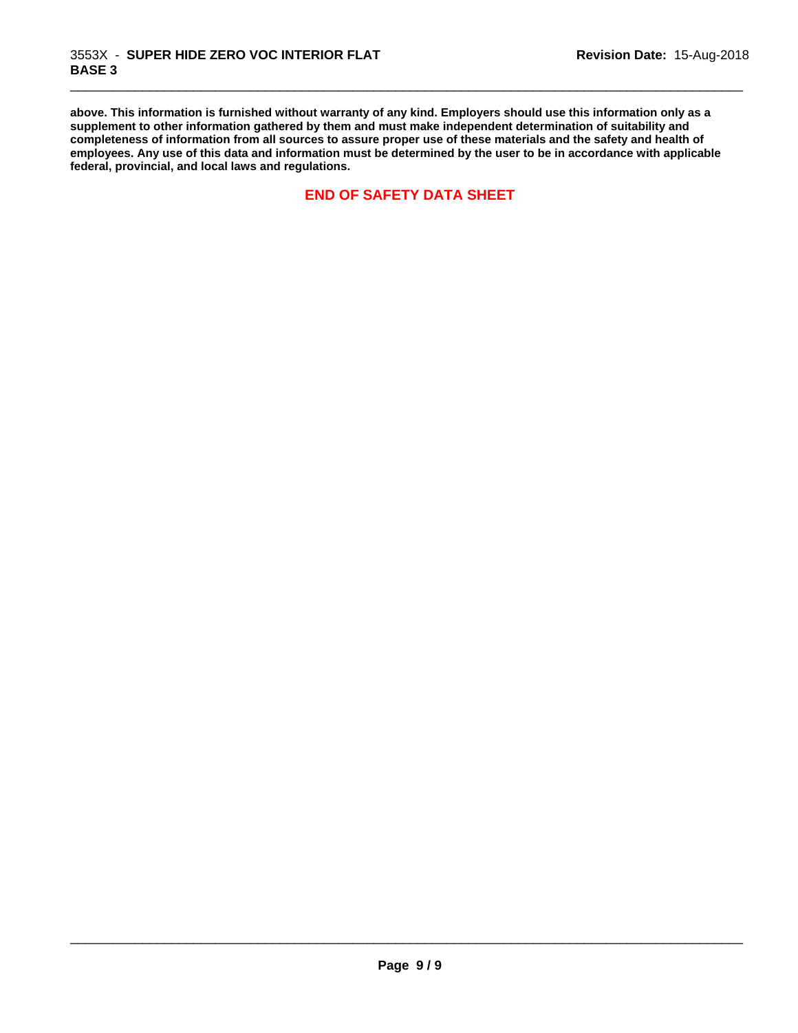**above. This information is furnished without warranty of any kind. Employers should use this information only as a supplement to other information gathered by them and must make independent determination of suitability and completeness of information from all sources to assure proper use of these materials and the safety and health of employees. Any use of this data and information must be determined by the user to be in accordance with applicable federal, provincial, and local laws and regulations.**

**END OF SAFETY DATA SHEET**